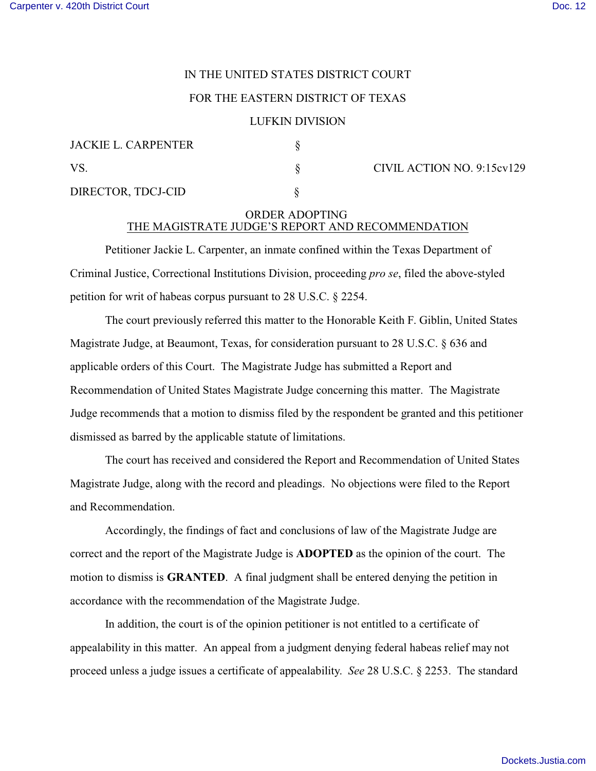IN THE UNITED STATES DISTRICT COURT

FOR THE EASTERN DISTRICT OF TEXAS

LUFKIN DIVISION

| | | |
|---|---|---|
| JACKIE L. CARPENTER | § | |
| VS. | § | CIVIL ACTION NO. 9:15cv129 |
| DIRECTOR, TDCJ-CID | § | |

ORDER ADOPTING
THE MAGISTRATE JUDGE'S REPORT AND RECOMMENDATION

Petitioner Jackie L. Carpenter, an inmate confined within the Texas Department of Criminal Justice, Correctional Institutions Division, proceeding *pro se*, filed the above-styled petition for writ of habeas corpus pursuant to 28 U.S.C. § 2254.

The court previously referred this matter to the Honorable Keith F. Giblin, United States Magistrate Judge, at Beaumont, Texas, for consideration pursuant to 28 U.S.C. § 636 and applicable orders of this Court. The Magistrate Judge has submitted a Report and Recommendation of United States Magistrate Judge concerning this matter. The Magistrate Judge recommends that a motion to dismiss filed by the respondent be granted and this petitioner dismissed as barred by the applicable statute of limitations.

The court has received and considered the Report and Recommendation of United States Magistrate Judge, along with the record and pleadings. No objections were filed to the Report and Recommendation.

Accordingly, the findings of fact and conclusions of law of the Magistrate Judge are correct and the report of the Magistrate Judge is **ADOPTED** as the opinion of the court. The motion to dismiss is **GRANTED**. A final judgment shall be entered denying the petition in accordance with the recommendation of the Magistrate Judge.

In addition, the court is of the opinion petitioner is not entitled to a certificate of appealability in this matter. An appeal from a judgment denying federal habeas relief may not proceed unless a judge issues a certificate of appealability. *See* 28 U.S.C. § 2253. The standard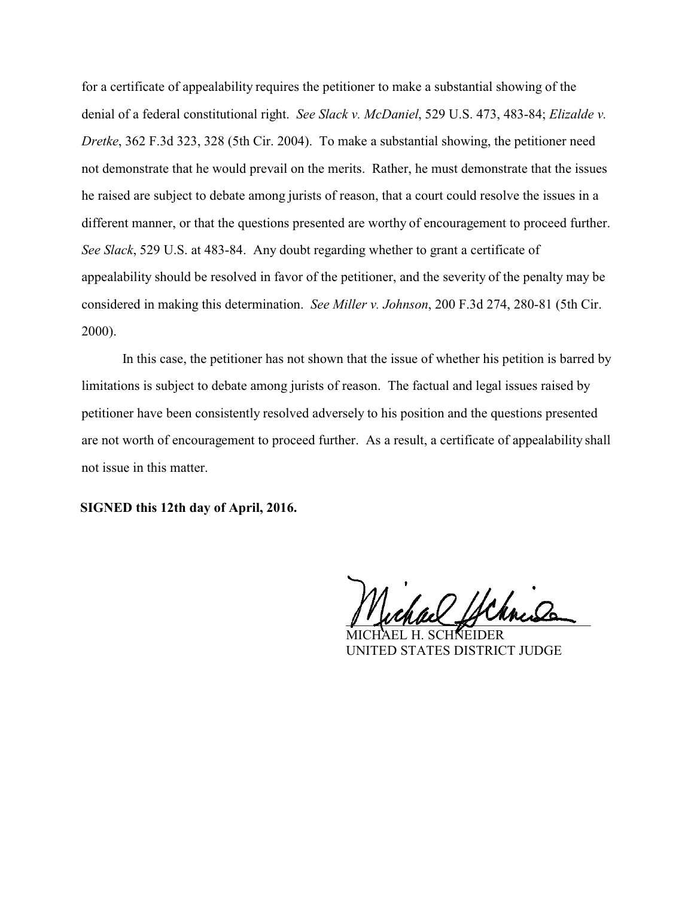for a certificate of appealability requires the petitioner to make a substantial showing of the denial of a federal constitutional right. *See Slack v. McDaniel*, 529 U.S. 473, 483-84; *Elizalde v. Dretke*, 362 F.3d 323, 328 (5th Cir. 2004). To make a substantial showing, the petitioner need not demonstrate that he would prevail on the merits. Rather, he must demonstrate that the issues he raised are subject to debate among jurists of reason, that a court could resolve the issues in a different manner, or that the questions presented are worthy of encouragement to proceed further. *See Slack*, 529 U.S. at 483-84. Any doubt regarding whether to grant a certificate of appealability should be resolved in favor of the petitioner, and the severity of the penalty may be considered in making this determination. *See Miller v. Johnson*, 200 F.3d 274, 280-81 (5th Cir. 2000).

In this case, the petitioner has not shown that the issue of whether his petition is barred by limitations is subject to debate among jurists of reason. The factual and legal issues raised by petitioner have been consistently resolved adversely to his position and the questions presented are not worth of encouragement to proceed further. As a result, a certificate of appealability shall not issue in this matter.

**SIGNED this 12th day of April, 2016.**

MICHAEL H. SCHNEIDER
UNITED STATES DISTRICT JUDGE